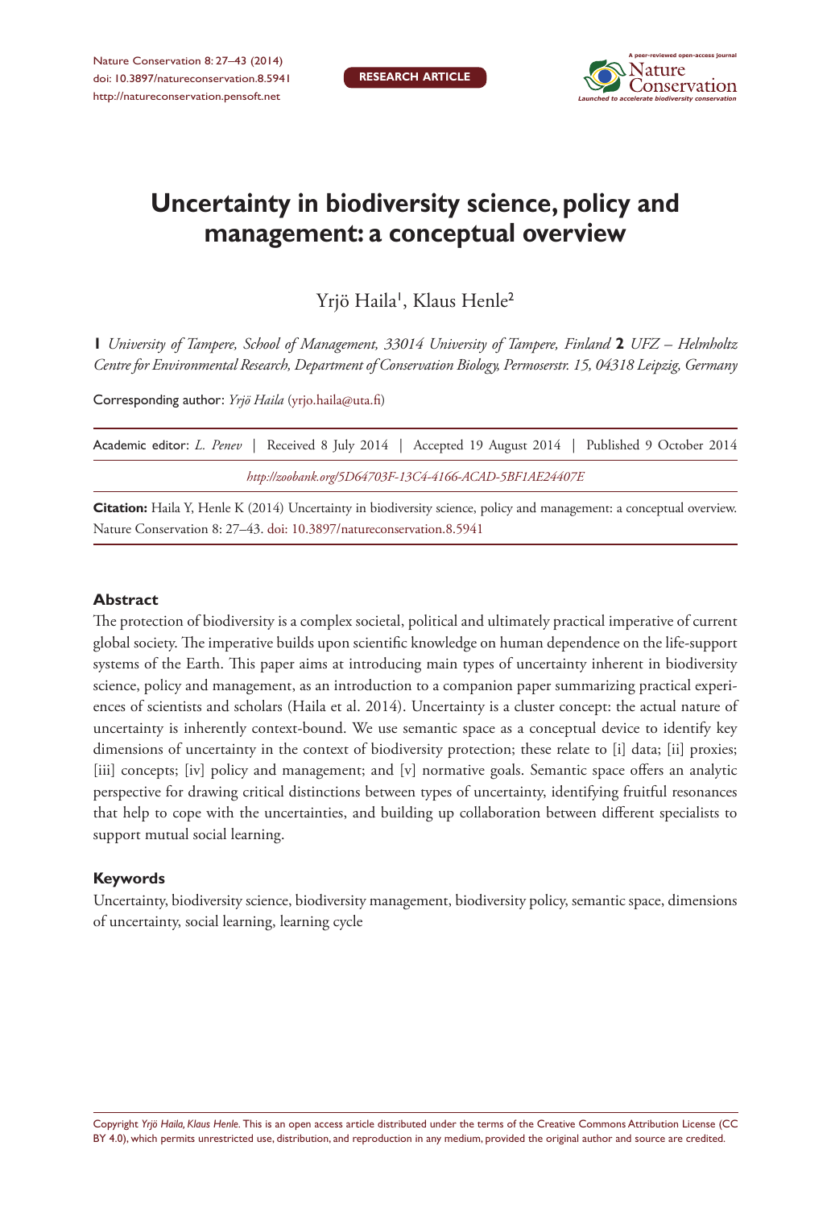RESEARCH ARTICLE

# Uncertainty in biodiversity science, policy and management: a conceptual overview

Yrjö Haila[1], Klaus Henle[2]

**1** *University of Tampere, School of Management, 33014 University of Tampere, Finland* **2** *UFZ – Helmholtz Centre for Environmental Research, Department of Conservation Biology, Permoserstr. 15, 04318 Leipzig, Germany*

Corresponding author: *Yrjö Haila* (yrjo.haila@uta.fi)

Academic editor: *L. Penev* | Received 8 July 2014 | Accepted 19 August 2014 | Published 9 October 2014

*http://zoobank.org/5D64703F-13C4-4166-ACAD-5BF1AE24407E*

**Citation:** Haila Y, Henle K (2014) Uncertainty in biodiversity science, policy and management: a conceptual overview. Nature Conservation 8: 27–43. doi: 10.3897/natureconservation.8.5941

## Abstract

The protection of biodiversity is a complex societal, political and ultimately practical imperative of current global society. The imperative builds upon scientific knowledge on human dependence on the life-support systems of the Earth. This paper aims at introducing main types of uncertainty inherent in biodiversity science, policy and management, as an introduction to a companion paper summarizing practical experiences of scientists and scholars (Haila et al. 2014). Uncertainty is a cluster concept: the actual nature of uncertainty is inherently context-bound. We use semantic space as a conceptual device to identify key dimensions of uncertainty in the context of biodiversity protection; these relate to [i] data; [ii] proxies; [iii] concepts; [iv] policy and management; and [v] normative goals. Semantic space offers an analytic perspective for drawing critical distinctions between types of uncertainty, identifying fruitful resonances that help to cope with the uncertainties, and building up collaboration between different specialists to support mutual social learning.

## Keywords

Uncertainty, biodiversity science, biodiversity management, biodiversity policy, semantic space, dimensions of uncertainty, social learning, learning cycle

Copyright *Yrjö Haila, Klaus Henle.* This is an open access article distributed under the terms of the Creative Commons Attribution License (CC BY 4.0), which permits unrestricted use, distribution, and reproduction in any medium, provided the original author and source are credited.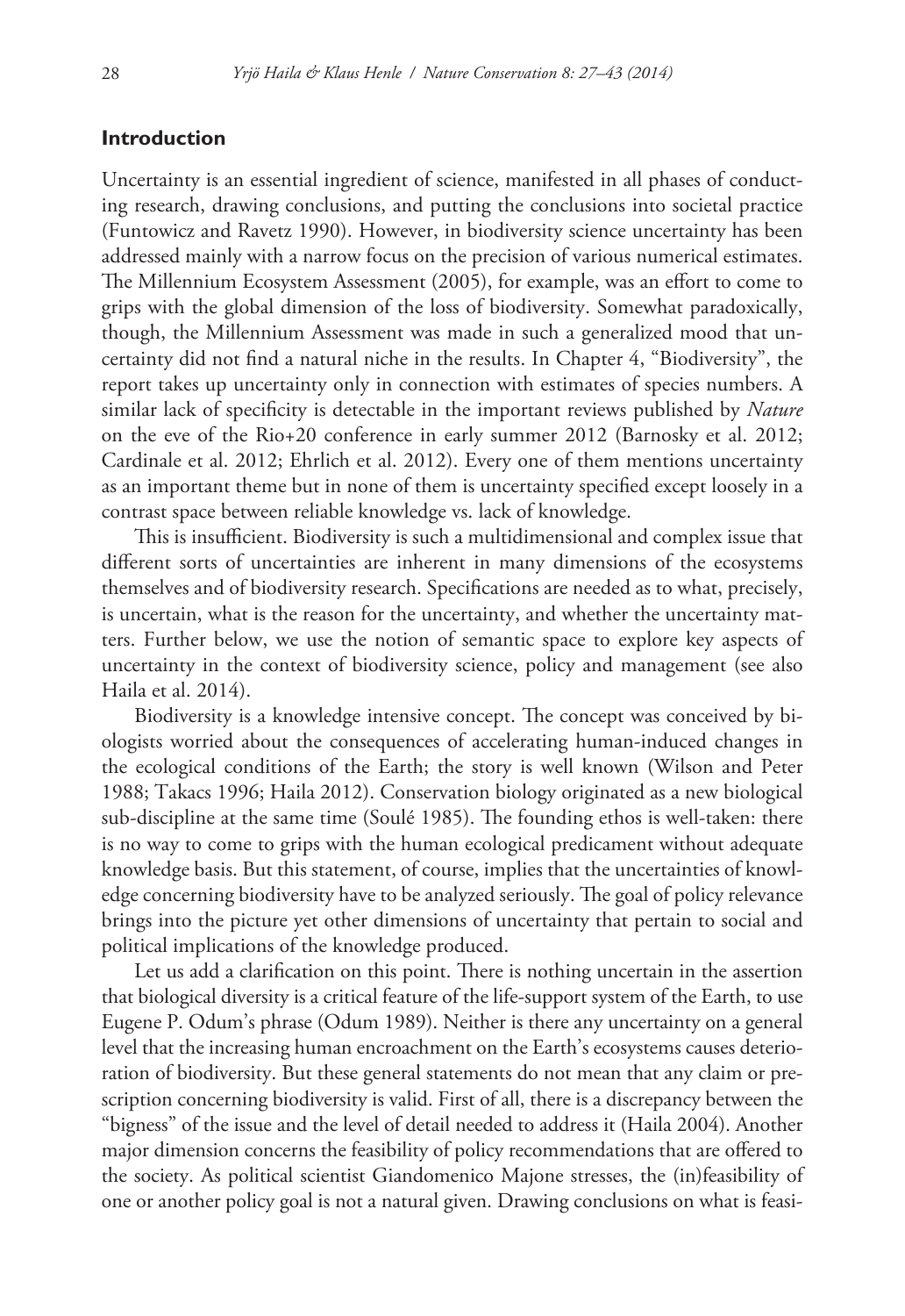## Introduction

Uncertainty is an essential ingredient of science, manifested in all phases of conducting research, drawing conclusions, and putting the conclusions into societal practice (Funtowicz and Ravetz 1990). However, in biodiversity science uncertainty has been addressed mainly with a narrow focus on the precision of various numerical estimates. The Millennium Ecosystem Assessment (2005), for example, was an effort to come to grips with the global dimension of the loss of biodiversity. Somewhat paradoxically, though, the Millennium Assessment was made in such a generalized mood that uncertainty did not find a natural niche in the results. In Chapter 4, "Biodiversity", the report takes up uncertainty only in connection with estimates of species numbers. A similar lack of specificity is detectable in the important reviews published by *Nature* on the eve of the Rio+20 conference in early summer 2012 (Barnosky et al. 2012; Cardinale et al. 2012; Ehrlich et al. 2012). Every one of them mentions uncertainty as an important theme but in none of them is uncertainty specified except loosely in a contrast space between reliable knowledge vs. lack of knowledge.

This is insufficient. Biodiversity is such a multidimensional and complex issue that different sorts of uncertainties are inherent in many dimensions of the ecosystems themselves and of biodiversity research. Specifications are needed as to what, precisely, is uncertain, what is the reason for the uncertainty, and whether the uncertainty matters. Further below, we use the notion of semantic space to explore key aspects of uncertainty in the context of biodiversity science, policy and management (see also Haila et al. 2014).

Biodiversity is a knowledge intensive concept. The concept was conceived by biologists worried about the consequences of accelerating human-induced changes in the ecological conditions of the Earth; the story is well known (Wilson and Peter 1988; Takacs 1996; Haila 2012). Conservation biology originated as a new biological sub-discipline at the same time (Soulé 1985). The founding ethos is well-taken: there is no way to come to grips with the human ecological predicament without adequate knowledge basis. But this statement, of course, implies that the uncertainties of knowledge concerning biodiversity have to be analyzed seriously. The goal of policy relevance brings into the picture yet other dimensions of uncertainty that pertain to social and political implications of the knowledge produced.

Let us add a clarification on this point. There is nothing uncertain in the assertion that biological diversity is a critical feature of the life-support system of the Earth, to use Eugene P. Odum's phrase (Odum 1989). Neither is there any uncertainty on a general level that the increasing human encroachment on the Earth's ecosystems causes deterioration of biodiversity. But these general statements do not mean that any claim or prescription concerning biodiversity is valid. First of all, there is a discrepancy between the "bigness" of the issue and the level of detail needed to address it (Haila 2004). Another major dimension concerns the feasibility of policy recommendations that are offered to the society. As political scientist Giandomenico Majone stresses, the (in)feasibility of one or another policy goal is not a natural given. Drawing conclusions on what is feasi-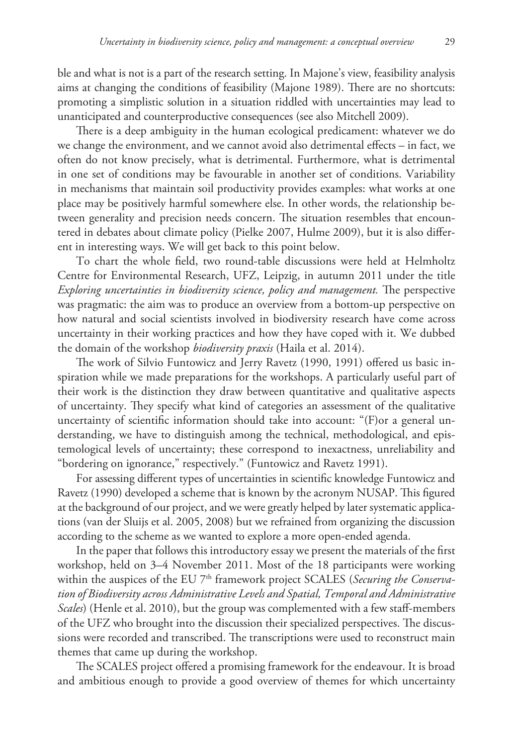ble and what is not is a part of the research setting. In Majone's view, feasibility analysis aims at changing the conditions of feasibility (Majone 1989). There are no shortcuts: promoting a simplistic solution in a situation riddled with uncertainties may lead to unanticipated and counterproductive consequences (see also Mitchell 2009).

There is a deep ambiguity in the human ecological predicament: whatever we do we change the environment, and we cannot avoid also detrimental effects – in fact, we often do not know precisely, what is detrimental. Furthermore, what is detrimental in one set of conditions may be favourable in another set of conditions. Variability in mechanisms that maintain soil productivity provides examples: what works at one place may be positively harmful somewhere else. In other words, the relationship between generality and precision needs concern. The situation resembles that encountered in debates about climate policy (Pielke 2007, Hulme 2009), but it is also different in interesting ways. We will get back to this point below.

To chart the whole field, two round-table discussions were held at Helmholtz Centre for Environmental Research, UFZ, Leipzig, in autumn 2011 under the title *Exploring uncertainties in biodiversity science, policy and management.* The perspective was pragmatic: the aim was to produce an overview from a bottom-up perspective on how natural and social scientists involved in biodiversity research have come across uncertainty in their working practices and how they have coped with it. We dubbed the domain of the workshop *biodiversity praxis* (Haila et al. 2014).

The work of Silvio Funtowicz and Jerry Ravetz (1990, 1991) offered us basic inspiration while we made preparations for the workshops. A particularly useful part of their work is the distinction they draw between quantitative and qualitative aspects of uncertainty. They specify what kind of categories an assessment of the qualitative uncertainty of scientific information should take into account: "(F)or a general understanding, we have to distinguish among the technical, methodological, and epistemological levels of uncertainty; these correspond to inexactness, unreliability and "bordering on ignorance," respectively." (Funtowicz and Ravetz 1991).

For assessing different types of uncertainties in scientific knowledge Funtowicz and Ravetz (1990) developed a scheme that is known by the acronym NUSAP. This figured at the background of our project, and we were greatly helped by later systematic applications (van der Sluijs et al. 2005, 2008) but we refrained from organizing the discussion according to the scheme as we wanted to explore a more open-ended agenda.

In the paper that follows this introductory essay we present the materials of the first workshop, held on 3–4 November 2011. Most of the 18 participants were working within the auspices of the EU 7th framework project SCALES (*Securing the Conservation of Biodiversity across Administrative Levels and Spatial, Temporal and Administrative Scales*) (Henle et al. 2010), but the group was complemented with a few staff-members of the UFZ who brought into the discussion their specialized perspectives. The discussions were recorded and transcribed. The transcriptions were used to reconstruct main themes that came up during the workshop.

The SCALES project offered a promising framework for the endeavour. It is broad and ambitious enough to provide a good overview of themes for which uncertainty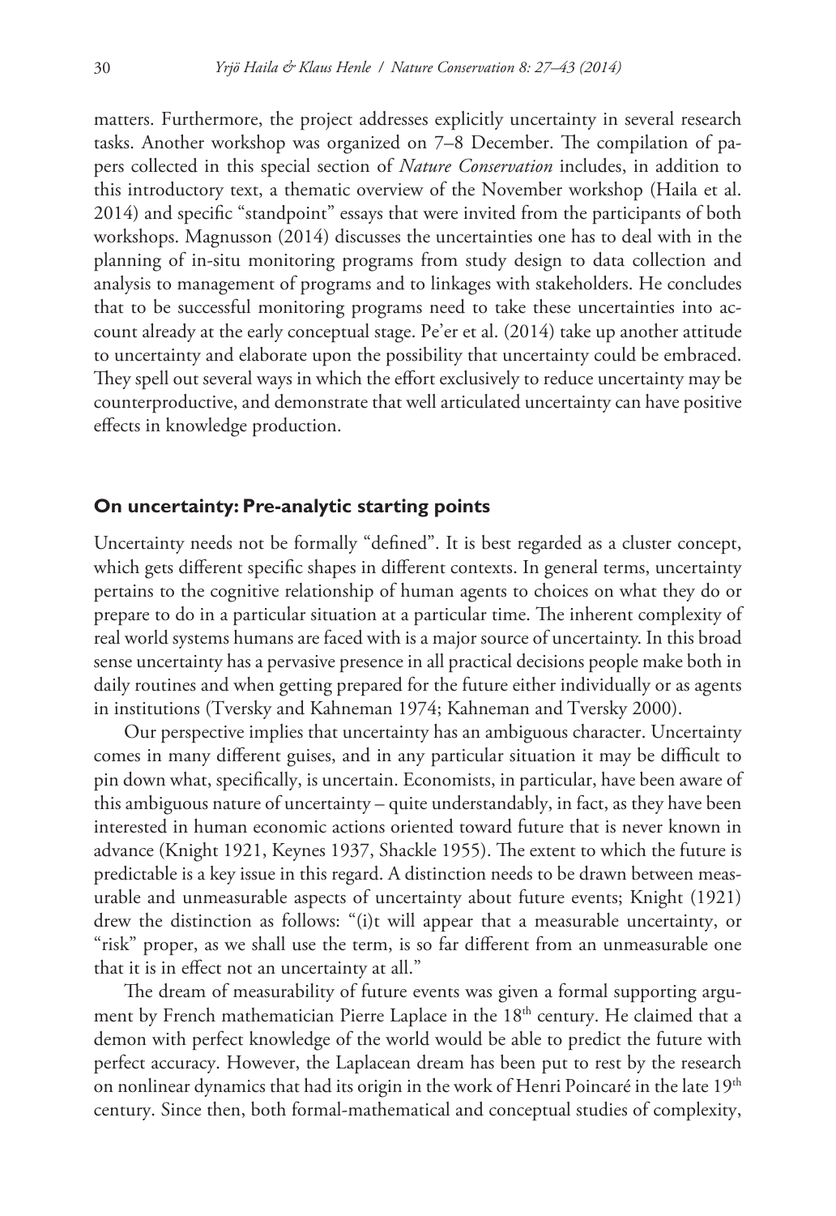matters. Furthermore, the project addresses explicitly uncertainty in several research tasks. Another workshop was organized on 7–8 December. The compilation of papers collected in this special section of *Nature Conservation* includes, in addition to this introductory text, a thematic overview of the November workshop (Haila et al. 2014) and specific "standpoint" essays that were invited from the participants of both workshops. Magnusson (2014) discusses the uncertainties one has to deal with in the planning of in-situ monitoring programs from study design to data collection and analysis to management of programs and to linkages with stakeholders. He concludes that to be successful monitoring programs need to take these uncertainties into account already at the early conceptual stage. Pe'er et al. (2014) take up another attitude to uncertainty and elaborate upon the possibility that uncertainty could be embraced. They spell out several ways in which the effort exclusively to reduce uncertainty may be counterproductive, and demonstrate that well articulated uncertainty can have positive effects in knowledge production.

## On uncertainty: Pre-analytic starting points

Uncertainty needs not be formally "defined". It is best regarded as a cluster concept, which gets different specific shapes in different contexts. In general terms, uncertainty pertains to the cognitive relationship of human agents to choices on what they do or prepare to do in a particular situation at a particular time. The inherent complexity of real world systems humans are faced with is a major source of uncertainty. In this broad sense uncertainty has a pervasive presence in all practical decisions people make both in daily routines and when getting prepared for the future either individually or as agents in institutions (Tversky and Kahneman 1974; Kahneman and Tversky 2000).

Our perspective implies that uncertainty has an ambiguous character. Uncertainty comes in many different guises, and in any particular situation it may be difficult to pin down what, specifically, is uncertain. Economists, in particular, have been aware of this ambiguous nature of uncertainty – quite understandably, in fact, as they have been interested in human economic actions oriented toward future that is never known in advance (Knight 1921, Keynes 1937, Shackle 1955). The extent to which the future is predictable is a key issue in this regard. A distinction needs to be drawn between measurable and unmeasurable aspects of uncertainty about future events; Knight (1921) drew the distinction as follows: "(i)t will appear that a measurable uncertainty, or "risk" proper, as we shall use the term, is so far different from an unmeasurable one that it is in effect not an uncertainty at all."

The dream of measurability of future events was given a formal supporting argument by French mathematician Pierre Laplace in the 18th century. He claimed that a demon with perfect knowledge of the world would be able to predict the future with perfect accuracy. However, the Laplacean dream has been put to rest by the research on nonlinear dynamics that had its origin in the work of Henri Poincaré in the late 19th century. Since then, both formal-mathematical and conceptual studies of complexity,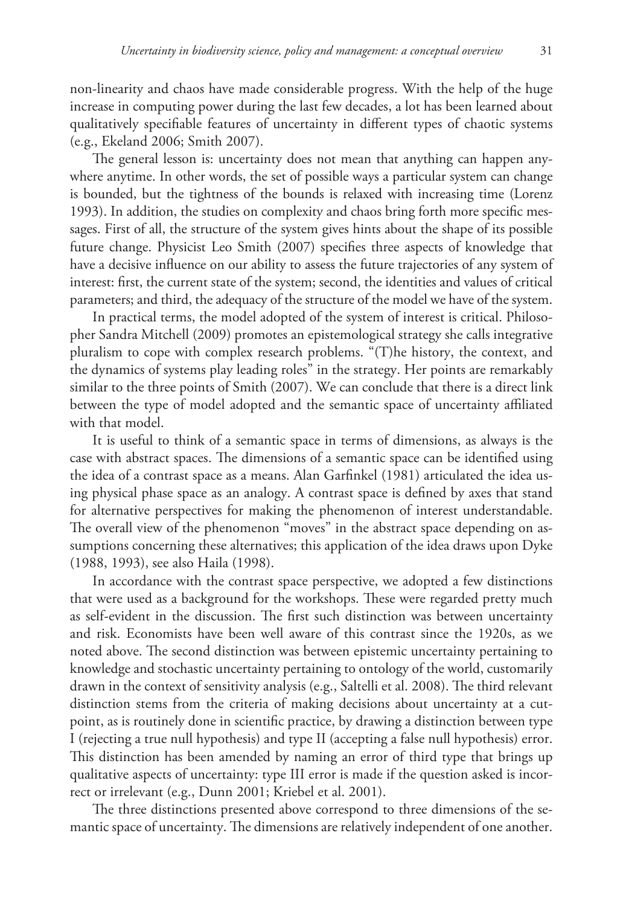non-linearity and chaos have made considerable progress. With the help of the huge increase in computing power during the last few decades, a lot has been learned about qualitatively specifiable features of uncertainty in different types of chaotic systems (e.g., Ekeland 2006; Smith 2007).

The general lesson is: uncertainty does not mean that anything can happen anywhere anytime. In other words, the set of possible ways a particular system can change is bounded, but the tightness of the bounds is relaxed with increasing time (Lorenz 1993). In addition, the studies on complexity and chaos bring forth more specific messages. First of all, the structure of the system gives hints about the shape of its possible future change. Physicist Leo Smith (2007) specifies three aspects of knowledge that have a decisive influence on our ability to assess the future trajectories of any system of interest: first, the current state of the system; second, the identities and values of critical parameters; and third, the adequacy of the structure of the model we have of the system.

In practical terms, the model adopted of the system of interest is critical. Philosopher Sandra Mitchell (2009) promotes an epistemological strategy she calls integrative pluralism to cope with complex research problems. "(T)he history, the context, and the dynamics of systems play leading roles" in the strategy. Her points are remarkably similar to the three points of Smith (2007). We can conclude that there is a direct link between the type of model adopted and the semantic space of uncertainty affiliated with that model.

It is useful to think of a semantic space in terms of dimensions, as always is the case with abstract spaces. The dimensions of a semantic space can be identified using the idea of a contrast space as a means. Alan Garfinkel (1981) articulated the idea using physical phase space as an analogy. A contrast space is defined by axes that stand for alternative perspectives for making the phenomenon of interest understandable. The overall view of the phenomenon "moves" in the abstract space depending on assumptions concerning these alternatives; this application of the idea draws upon Dyke (1988, 1993), see also Haila (1998).

In accordance with the contrast space perspective, we adopted a few distinctions that were used as a background for the workshops. These were regarded pretty much as self-evident in the discussion. The first such distinction was between uncertainty and risk. Economists have been well aware of this contrast since the 1920s, as we noted above. The second distinction was between epistemic uncertainty pertaining to knowledge and stochastic uncertainty pertaining to ontology of the world, customarily drawn in the context of sensitivity analysis (e.g., Saltelli et al. 2008). The third relevant distinction stems from the criteria of making decisions about uncertainty at a cutpoint, as is routinely done in scientific practice, by drawing a distinction between type I (rejecting a true null hypothesis) and type II (accepting a false null hypothesis) error. This distinction has been amended by naming an error of third type that brings up qualitative aspects of uncertainty: type III error is made if the question asked is incorrect or irrelevant (e.g., Dunn 2001; Kriebel et al. 2001).

The three distinctions presented above correspond to three dimensions of the semantic space of uncertainty. The dimensions are relatively independent of one another.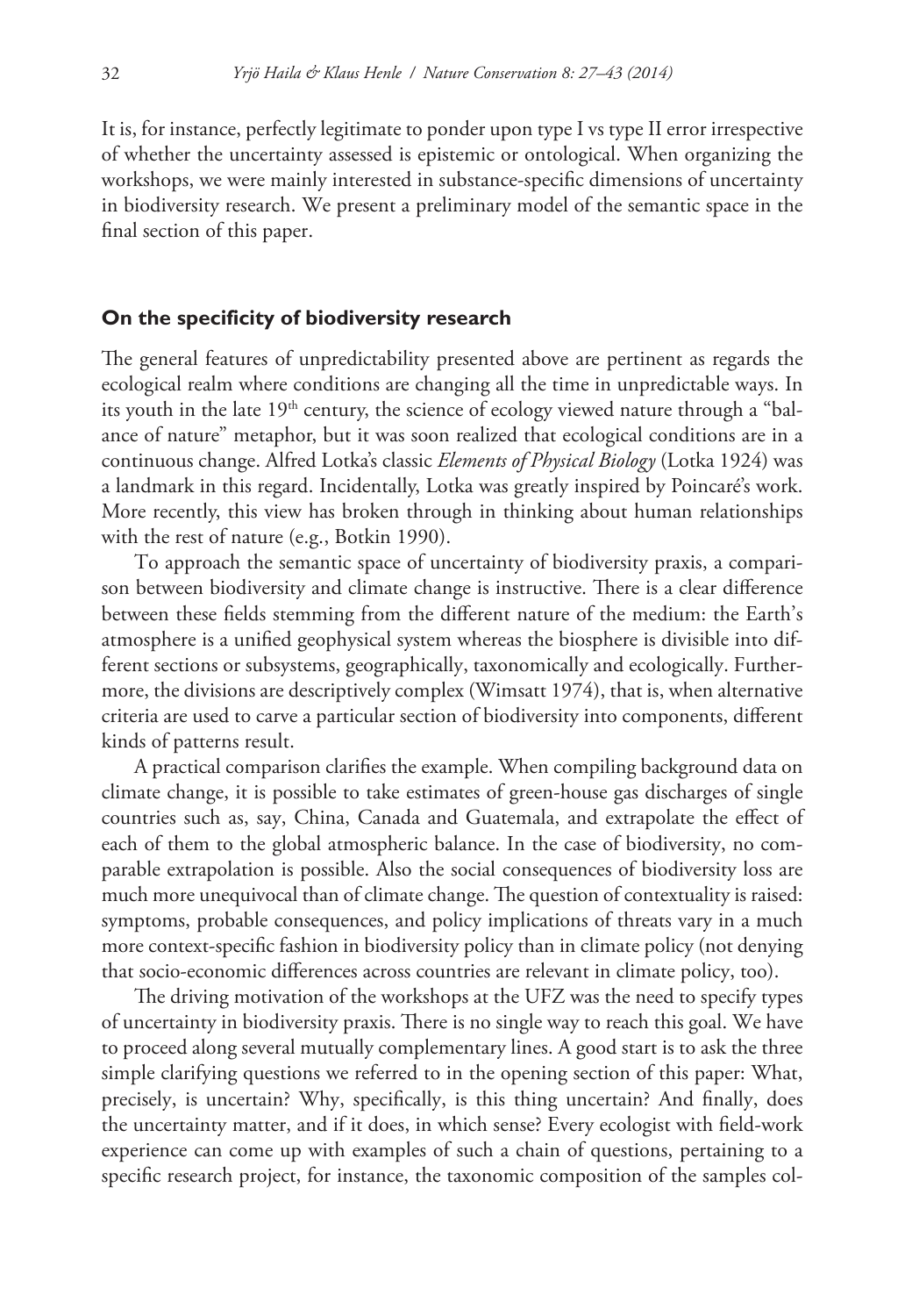It is, for instance, perfectly legitimate to ponder upon type I vs type II error irrespective of whether the uncertainty assessed is epistemic or ontological. When organizing the workshops, we were mainly interested in substance-specific dimensions of uncertainty in biodiversity research. We present a preliminary model of the semantic space in the final section of this paper.

## On the specificity of biodiversity research

The general features of unpredictability presented above are pertinent as regards the ecological realm where conditions are changing all the time in unpredictable ways. In its youth in the late 19th century, the science of ecology viewed nature through a "balance of nature" metaphor, but it was soon realized that ecological conditions are in a continuous change. Alfred Lotka's classic *Elements of Physical Biology* (Lotka 1924) was a landmark in this regard. Incidentally, Lotka was greatly inspired by Poincaré's work. More recently, this view has broken through in thinking about human relationships with the rest of nature (e.g., Botkin 1990).

To approach the semantic space of uncertainty of biodiversity praxis, a comparison between biodiversity and climate change is instructive. There is a clear difference between these fields stemming from the different nature of the medium: the Earth's atmosphere is a unified geophysical system whereas the biosphere is divisible into different sections or subsystems, geographically, taxonomically and ecologically. Furthermore, the divisions are descriptively complex (Wimsatt 1974), that is, when alternative criteria are used to carve a particular section of biodiversity into components, different kinds of patterns result.

A practical comparison clarifies the example. When compiling background data on climate change, it is possible to take estimates of green-house gas discharges of single countries such as, say, China, Canada and Guatemala, and extrapolate the effect of each of them to the global atmospheric balance. In the case of biodiversity, no comparable extrapolation is possible. Also the social consequences of biodiversity loss are much more unequivocal than of climate change. The question of contextuality is raised: symptoms, probable consequences, and policy implications of threats vary in a much more context-specific fashion in biodiversity policy than in climate policy (not denying that socio-economic differences across countries are relevant in climate policy, too).

The driving motivation of the workshops at the UFZ was the need to specify types of uncertainty in biodiversity praxis. There is no single way to reach this goal. We have to proceed along several mutually complementary lines. A good start is to ask the three simple clarifying questions we referred to in the opening section of this paper: What, precisely, is uncertain? Why, specifically, is this thing uncertain? And finally, does the uncertainty matter, and if it does, in which sense? Every ecologist with field-work experience can come up with examples of such a chain of questions, pertaining to a specific research project, for instance, the taxonomic composition of the samples col-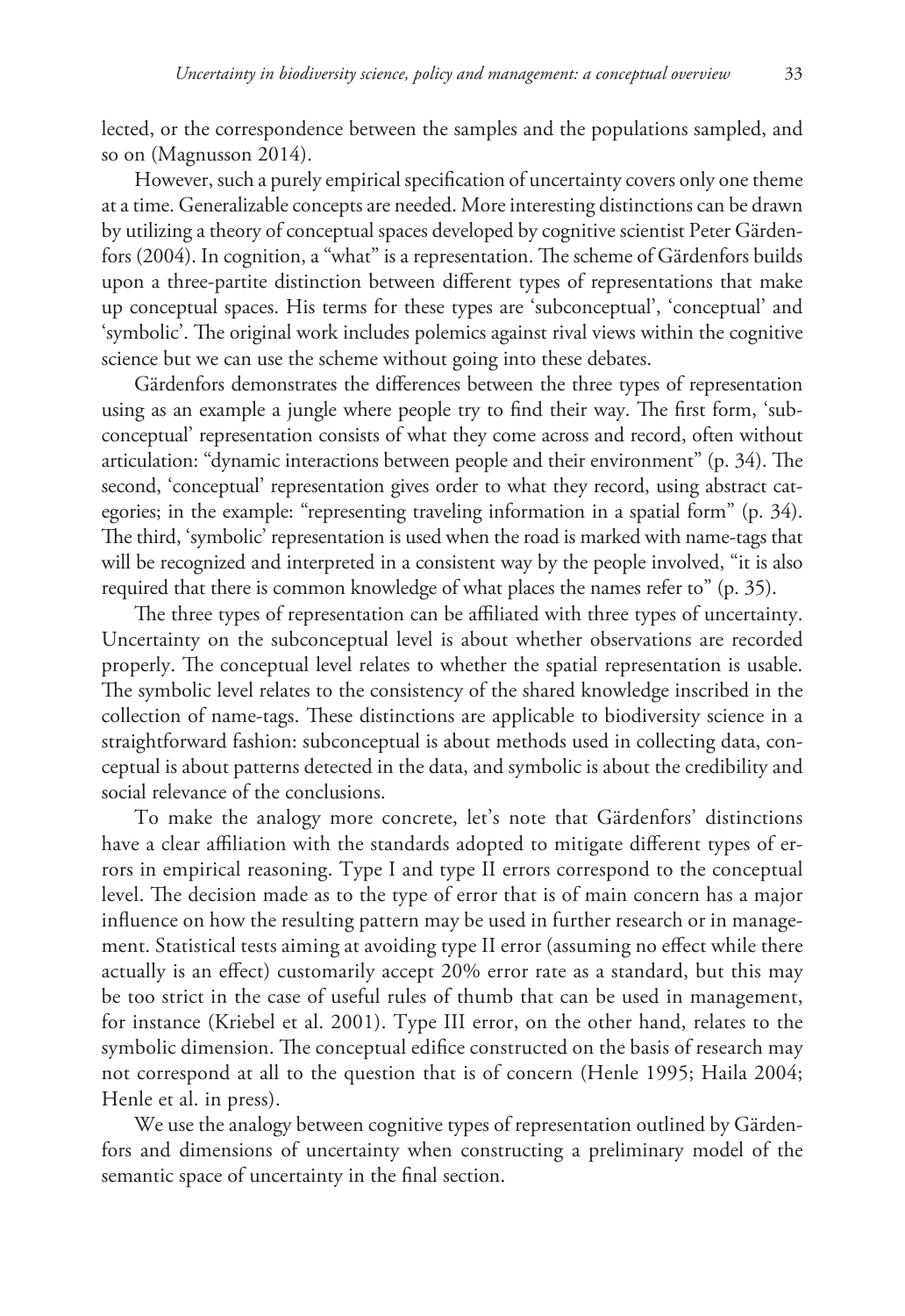lected, or the correspondence between the samples and the populations sampled, and so on (Magnusson 2014).

However, such a purely empirical specification of uncertainty covers only one theme at a time. Generalizable concepts are needed. More interesting distinctions can be drawn by utilizing a theory of conceptual spaces developed by cognitive scientist Peter Gärdenfors (2004). In cognition, a "what" is a representation. The scheme of Gärdenfors builds upon a three-partite distinction between different types of representations that make up conceptual spaces. His terms for these types are 'subconceptual', 'conceptual' and 'symbolic'. The original work includes polemics against rival views within the cognitive science but we can use the scheme without going into these debates.

Gärdenfors demonstrates the differences between the three types of representation using as an example a jungle where people try to find their way. The first form, 'subconceptual' representation consists of what they come across and record, often without articulation: "dynamic interactions between people and their environment" (p. 34). The second, 'conceptual' representation gives order to what they record, using abstract categories; in the example: "representing traveling information in a spatial form" (p. 34). The third, 'symbolic' representation is used when the road is marked with name-tags that will be recognized and interpreted in a consistent way by the people involved, "it is also required that there is common knowledge of what places the names refer to" (p. 35).

The three types of representation can be affiliated with three types of uncertainty. Uncertainty on the subconceptual level is about whether observations are recorded properly. The conceptual level relates to whether the spatial representation is usable. The symbolic level relates to the consistency of the shared knowledge inscribed in the collection of name-tags. These distinctions are applicable to biodiversity science in a straightforward fashion: subconceptual is about methods used in collecting data, conceptual is about patterns detected in the data, and symbolic is about the credibility and social relevance of the conclusions.

To make the analogy more concrete, let's note that Gärdenfors' distinctions have a clear affiliation with the standards adopted to mitigate different types of errors in empirical reasoning. Type I and type II errors correspond to the conceptual level. The decision made as to the type of error that is of main concern has a major influence on how the resulting pattern may be used in further research or in management. Statistical tests aiming at avoiding type II error (assuming no effect while there actually is an effect) customarily accept 20% error rate as a standard, but this may be too strict in the case of useful rules of thumb that can be used in management, for instance (Kriebel et al. 2001). Type III error, on the other hand, relates to the symbolic dimension. The conceptual edifice constructed on the basis of research may not correspond at all to the question that is of concern (Henle 1995; Haila 2004; Henle et al. in press).

We use the analogy between cognitive types of representation outlined by Gärdenfors and dimensions of uncertainty when constructing a preliminary model of the semantic space of uncertainty in the final section.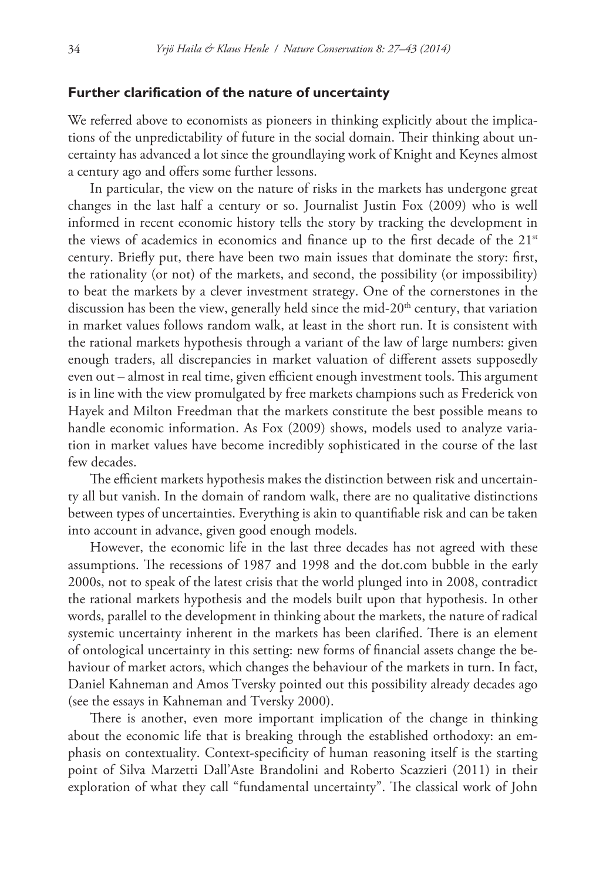### Further clarification of the nature of uncertainty

We referred above to economists as pioneers in thinking explicitly about the implications of the unpredictability of future in the social domain. Their thinking about uncertainty has advanced a lot since the groundlaying work of Knight and Keynes almost a century ago and offers some further lessons.

In particular, the view on the nature of risks in the markets has undergone great changes in the last half a century or so. Journalist Justin Fox (2009) who is well informed in recent economic history tells the story by tracking the development in the views of academics in economics and finance up to the first decade of the 21st century. Briefly put, there have been two main issues that dominate the story: first, the rationality (or not) of the markets, and second, the possibility (or impossibility) to beat the markets by a clever investment strategy. One of the cornerstones in the discussion has been the view, generally held since the mid-20th century, that variation in market values follows random walk, at least in the short run. It is consistent with the rational markets hypothesis through a variant of the law of large numbers: given enough traders, all discrepancies in market valuation of different assets supposedly even out – almost in real time, given efficient enough investment tools. This argument is in line with the view promulgated by free markets champions such as Frederick von Hayek and Milton Freedman that the markets constitute the best possible means to handle economic information. As Fox (2009) shows, models used to analyze variation in market values have become incredibly sophisticated in the course of the last few decades.

The efficient markets hypothesis makes the distinction between risk and uncertainty all but vanish. In the domain of random walk, there are no qualitative distinctions between types of uncertainties. Everything is akin to quantifiable risk and can be taken into account in advance, given good enough models.

However, the economic life in the last three decades has not agreed with these assumptions. The recessions of 1987 and 1998 and the dot.com bubble in the early 2000s, not to speak of the latest crisis that the world plunged into in 2008, contradict the rational markets hypothesis and the models built upon that hypothesis. In other words, parallel to the development in thinking about the markets, the nature of radical systemic uncertainty inherent in the markets has been clarified. There is an element of ontological uncertainty in this setting: new forms of financial assets change the behaviour of market actors, which changes the behaviour of the markets in turn. In fact, Daniel Kahneman and Amos Tversky pointed out this possibility already decades ago (see the essays in Kahneman and Tversky 2000).

There is another, even more important implication of the change in thinking about the economic life that is breaking through the established orthodoxy: an emphasis on contextuality. Context-specificity of human reasoning itself is the starting point of Silva Marzetti Dall'Aste Brandolini and Roberto Scazzieri (2011) in their exploration of what they call "fundamental uncertainty". The classical work of John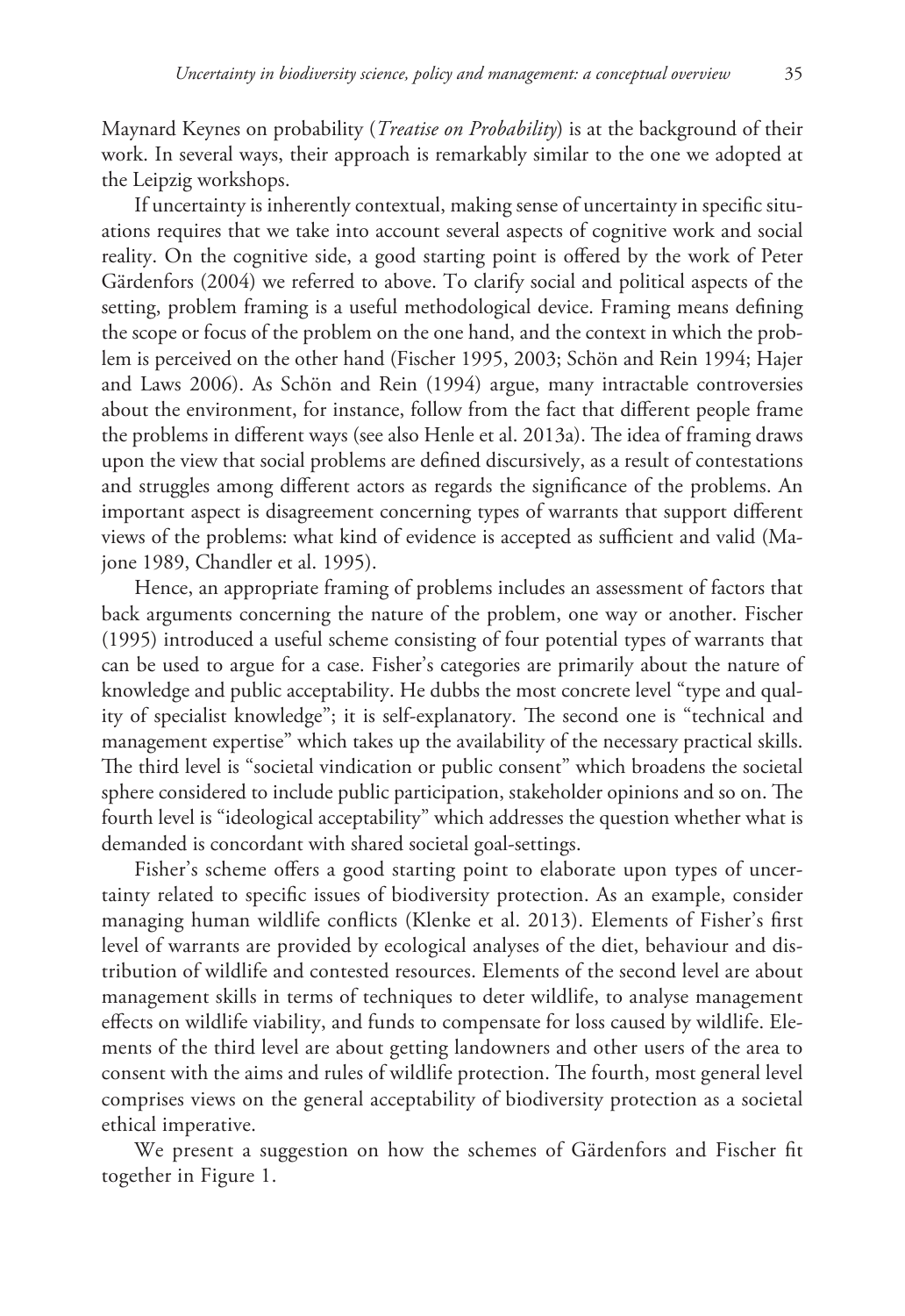Maynard Keynes on probability (*Treatise on Probability*) is at the background of their work. In several ways, their approach is remarkably similar to the one we adopted at the Leipzig workshops.

If uncertainty is inherently contextual, making sense of uncertainty in specific situations requires that we take into account several aspects of cognitive work and social reality. On the cognitive side, a good starting point is offered by the work of Peter Gärdenfors (2004) we referred to above. To clarify social and political aspects of the setting, problem framing is a useful methodological device. Framing means defining the scope or focus of the problem on the one hand, and the context in which the problem is perceived on the other hand (Fischer 1995, 2003; Schön and Rein 1994; Hajer and Laws 2006). As Schön and Rein (1994) argue, many intractable controversies about the environment, for instance, follow from the fact that different people frame the problems in different ways (see also Henle et al. 2013a). The idea of framing draws upon the view that social problems are defined discursively, as a result of contestations and struggles among different actors as regards the significance of the problems. An important aspect is disagreement concerning types of warrants that support different views of the problems: what kind of evidence is accepted as sufficient and valid (Majone 1989, Chandler et al. 1995).

Hence, an appropriate framing of problems includes an assessment of factors that back arguments concerning the nature of the problem, one way or another. Fischer (1995) introduced a useful scheme consisting of four potential types of warrants that can be used to argue for a case. Fisher's categories are primarily about the nature of knowledge and public acceptability. He dubbs the most concrete level "type and quality of specialist knowledge"; it is self-explanatory. The second one is "technical and management expertise" which takes up the availability of the necessary practical skills. The third level is "societal vindication or public consent" which broadens the societal sphere considered to include public participation, stakeholder opinions and so on. The fourth level is "ideological acceptability" which addresses the question whether what is demanded is concordant with shared societal goal-settings.

Fisher's scheme offers a good starting point to elaborate upon types of uncertainty related to specific issues of biodiversity protection. As an example, consider managing human wildlife conflicts (Klenke et al. 2013). Elements of Fisher's first level of warrants are provided by ecological analyses of the diet, behaviour and distribution of wildlife and contested resources. Elements of the second level are about management skills in terms of techniques to deter wildlife, to analyse management effects on wildlife viability, and funds to compensate for loss caused by wildlife. Elements of the third level are about getting landowners and other users of the area to consent with the aims and rules of wildlife protection. The fourth, most general level comprises views on the general acceptability of biodiversity protection as a societal ethical imperative.

We present a suggestion on how the schemes of Gärdenfors and Fischer fit together in Figure 1.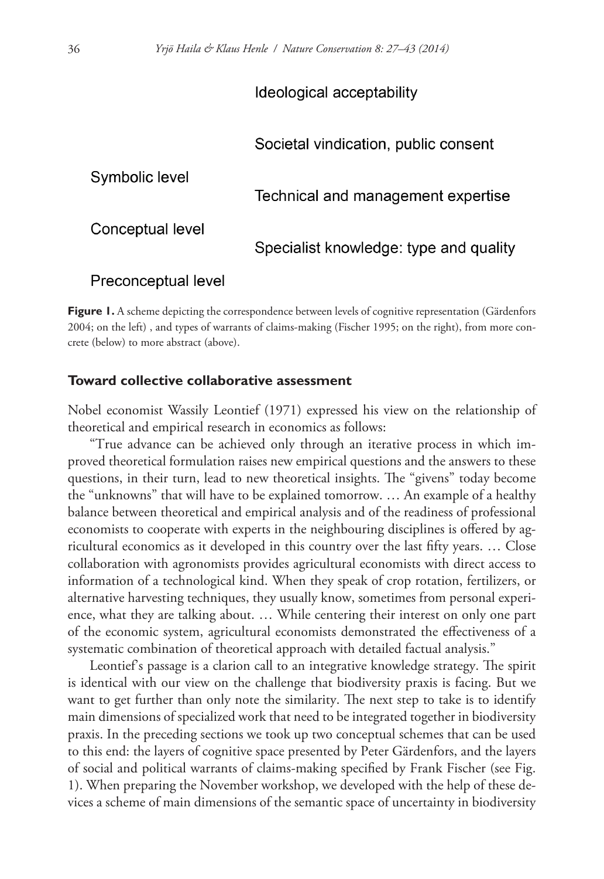Ideological acceptability

Societal vindication, public consent

Symbolic level

Technical and management expertise

Conceptual level

Specialist knowledge: type and quality

Preconceptual level

**Figure 1.** A scheme depicting the correspondence between levels of cognitive representation (Gärdenfors 2004; on the left) , and types of warrants of claims-making (Fischer 1995; on the right), from more concrete (below) to more abstract (above).

### Toward collective collaborative assessment

Nobel economist Wassily Leontief (1971) expressed his view on the relationship of theoretical and empirical research in economics as follows:

"True advance can be achieved only through an iterative process in which improved theoretical formulation raises new empirical questions and the answers to these questions, in their turn, lead to new theoretical insights. The "givens" today become the "unknowns" that will have to be explained tomorrow. … An example of a healthy balance between theoretical and empirical analysis and of the readiness of professional economists to cooperate with experts in the neighbouring disciplines is offered by agricultural economics as it developed in this country over the last fifty years. … Close collaboration with agronomists provides agricultural economists with direct access to information of a technological kind. When they speak of crop rotation, fertilizers, or alternative harvesting techniques, they usually know, sometimes from personal experience, what they are talking about. … While centering their interest on only one part of the economic system, agricultural economists demonstrated the effectiveness of a systematic combination of theoretical approach with detailed factual analysis."

Leontief's passage is a clarion call to an integrative knowledge strategy. The spirit is identical with our view on the challenge that biodiversity praxis is facing. But we want to get further than only note the similarity. The next step to take is to identify main dimensions of specialized work that need to be integrated together in biodiversity praxis. In the preceding sections we took up two conceptual schemes that can be used to this end: the layers of cognitive space presented by Peter Gärdenfors, and the layers of social and political warrants of claims-making specified by Frank Fischer (see Fig. 1). When preparing the November workshop, we developed with the help of these devices a scheme of main dimensions of the semantic space of uncertainty in biodiversity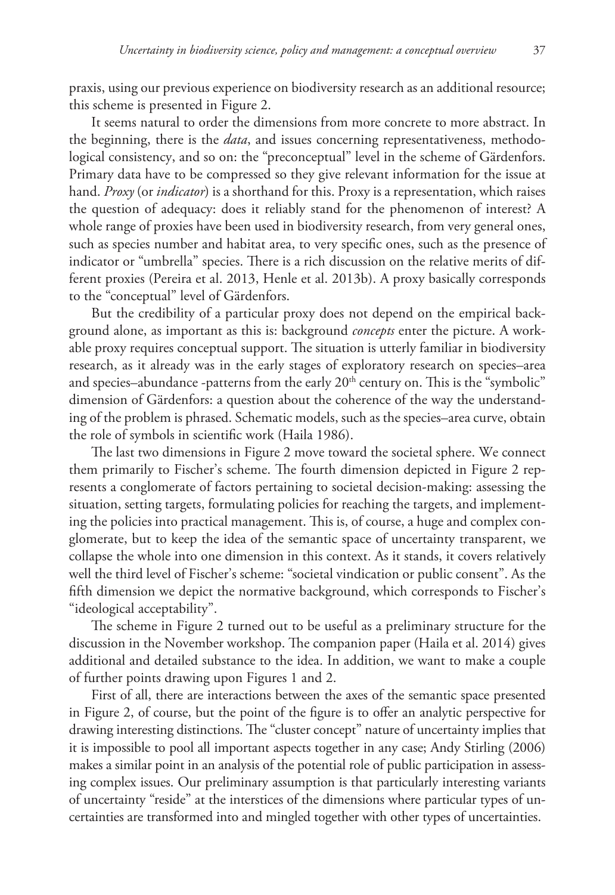praxis, using our previous experience on biodiversity research as an additional resource; this scheme is presented in Figure 2.

It seems natural to order the dimensions from more concrete to more abstract. In the beginning, there is the *data*, and issues concerning representativeness, methodological consistency, and so on: the "preconceptual" level in the scheme of Gärdenfors. Primary data have to be compressed so they give relevant information for the issue at hand. *Proxy* (or *indicator*) is a shorthand for this. Proxy is a representation, which raises the question of adequacy: does it reliably stand for the phenomenon of interest? A whole range of proxies have been used in biodiversity research, from very general ones, such as species number and habitat area, to very specific ones, such as the presence of indicator or "umbrella" species. There is a rich discussion on the relative merits of different proxies (Pereira et al. 2013, Henle et al. 2013b). A proxy basically corresponds to the "conceptual" level of Gärdenfors.

But the credibility of a particular proxy does not depend on the empirical background alone, as important as this is: background *concepts* enter the picture. A workable proxy requires conceptual support. The situation is utterly familiar in biodiversity research, as it already was in the early stages of exploratory research on species–area and species–abundance -patterns from the early 20th century on. This is the "symbolic" dimension of Gärdenfors: a question about the coherence of the way the understanding of the problem is phrased. Schematic models, such as the species–area curve, obtain the role of symbols in scientific work (Haila 1986).

The last two dimensions in Figure 2 move toward the societal sphere. We connect them primarily to Fischer's scheme. The fourth dimension depicted in Figure 2 represents a conglomerate of factors pertaining to societal decision-making: assessing the situation, setting targets, formulating policies for reaching the targets, and implementing the policies into practical management. This is, of course, a huge and complex conglomerate, but to keep the idea of the semantic space of uncertainty transparent, we collapse the whole into one dimension in this context. As it stands, it covers relatively well the third level of Fischer's scheme: "societal vindication or public consent". As the fifth dimension we depict the normative background, which corresponds to Fischer's "ideological acceptability".

The scheme in Figure 2 turned out to be useful as a preliminary structure for the discussion in the November workshop. The companion paper (Haila et al. 2014) gives additional and detailed substance to the idea. In addition, we want to make a couple of further points drawing upon Figures 1 and 2.

First of all, there are interactions between the axes of the semantic space presented in Figure 2, of course, but the point of the figure is to offer an analytic perspective for drawing interesting distinctions. The "cluster concept" nature of uncertainty implies that it is impossible to pool all important aspects together in any case; Andy Stirling (2006) makes a similar point in an analysis of the potential role of public participation in assessing complex issues. Our preliminary assumption is that particularly interesting variants of uncertainty "reside" at the interstices of the dimensions where particular types of uncertainties are transformed into and mingled together with other types of uncertainties.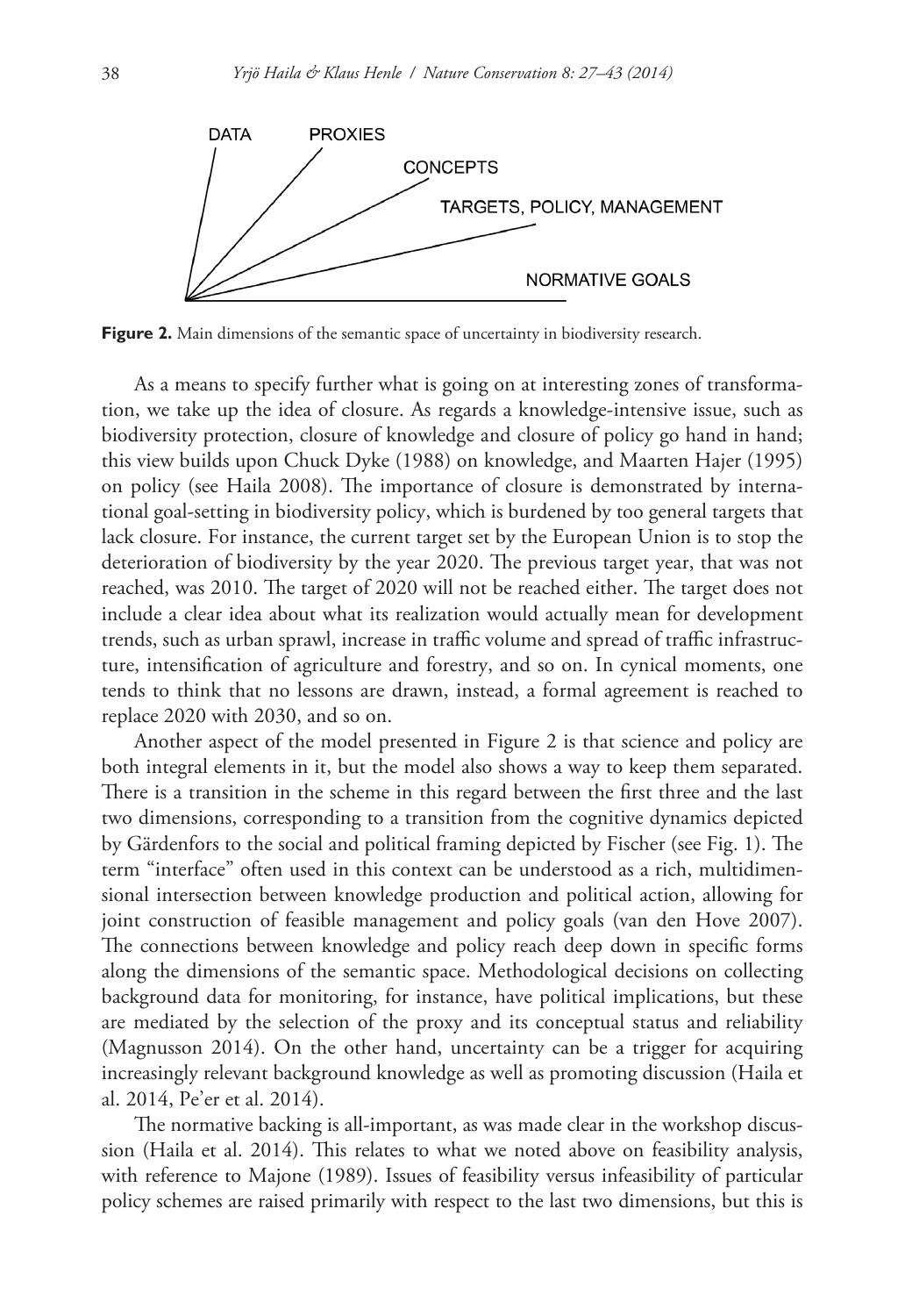DATA PROXIES CONCEPTS TARGETS, POLICY, MANAGEMENT NORMATIVE GOALS

**Figure 2.** Main dimensions of the semantic space of uncertainty in biodiversity research.

As a means to specify further what is going on at interesting zones of transformation, we take up the idea of closure. As regards a knowledge-intensive issue, such as biodiversity protection, closure of knowledge and closure of policy go hand in hand; this view builds upon Chuck Dyke (1988) on knowledge, and Maarten Hajer (1995) on policy (see Haila 2008). The importance of closure is demonstrated by international goal-setting in biodiversity policy, which is burdened by too general targets that lack closure. For instance, the current target set by the European Union is to stop the deterioration of biodiversity by the year 2020. The previous target year, that was not reached, was 2010. The target of 2020 will not be reached either. The target does not include a clear idea about what its realization would actually mean for development trends, such as urban sprawl, increase in traffic volume and spread of traffic infrastructure, intensification of agriculture and forestry, and so on. In cynical moments, one tends to think that no lessons are drawn, instead, a formal agreement is reached to replace 2020 with 2030, and so on.

Another aspect of the model presented in Figure 2 is that science and policy are both integral elements in it, but the model also shows a way to keep them separated. There is a transition in the scheme in this regard between the first three and the last two dimensions, corresponding to a transition from the cognitive dynamics depicted by Gärdenfors to the social and political framing depicted by Fischer (see Fig. 1). The term "interface" often used in this context can be understood as a rich, multidimensional intersection between knowledge production and political action, allowing for joint construction of feasible management and policy goals (van den Hove 2007). The connections between knowledge and policy reach deep down in specific forms along the dimensions of the semantic space. Methodological decisions on collecting background data for monitoring, for instance, have political implications, but these are mediated by the selection of the proxy and its conceptual status and reliability (Magnusson 2014). On the other hand, uncertainty can be a trigger for acquiring increasingly relevant background knowledge as well as promoting discussion (Haila et al. 2014, Pe'er et al. 2014).

The normative backing is all-important, as was made clear in the workshop discussion (Haila et al. 2014). This relates to what we noted above on feasibility analysis, with reference to Majone (1989). Issues of feasibility versus infeasibility of particular policy schemes are raised primarily with respect to the last two dimensions, but this is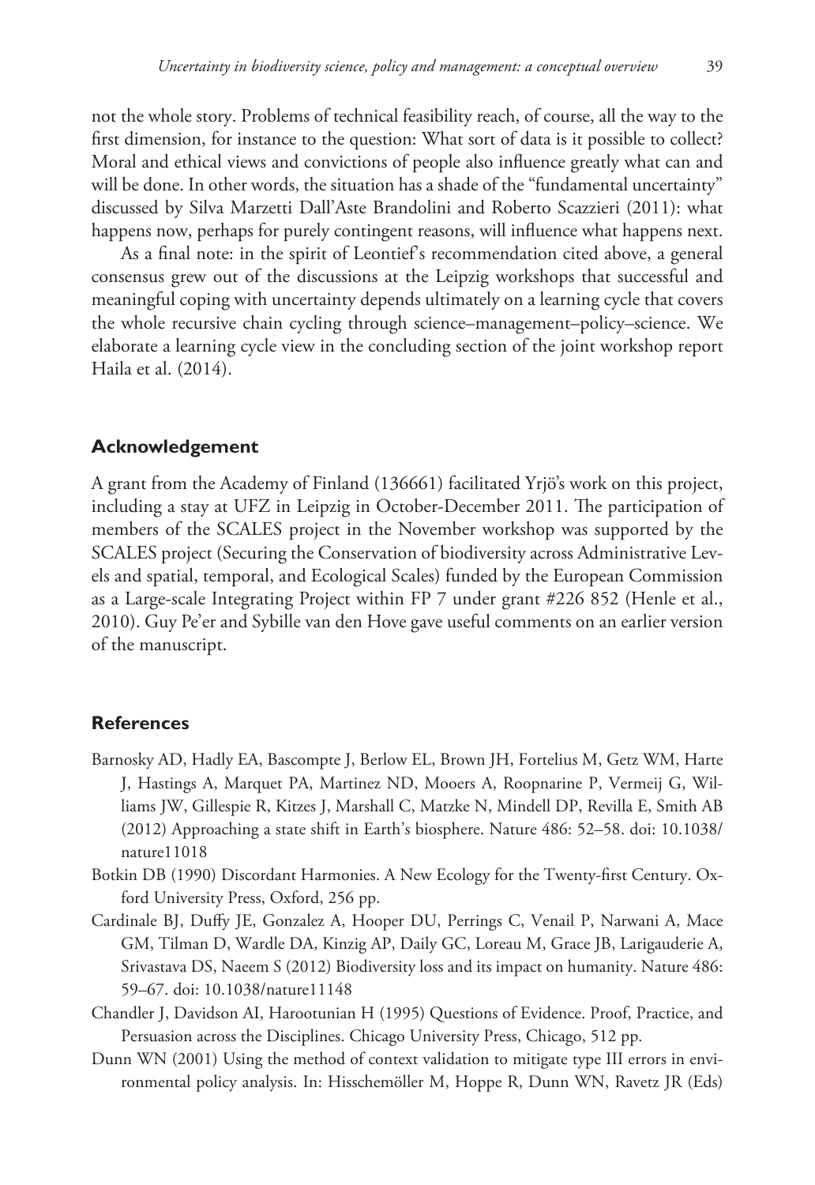not the whole story. Problems of technical feasibility reach, of course, all the way to the first dimension, for instance to the question: What sort of data is it possible to collect? Moral and ethical views and convictions of people also influence greatly what can and will be done. In other words, the situation has a shade of the "fundamental uncertainty" discussed by Silva Marzetti Dall'Aste Brandolini and Roberto Scazzieri (2011): what happens now, perhaps for purely contingent reasons, will influence what happens next.

As a final note: in the spirit of Leontief's recommendation cited above, a general consensus grew out of the discussions at the Leipzig workshops that successful and meaningful coping with uncertainty depends ultimately on a learning cycle that covers the whole recursive chain cycling through science–management–policy–science. We elaborate a learning cycle view in the concluding section of the joint workshop report Haila et al. (2014).

## Acknowledgement

A grant from the Academy of Finland (136661) facilitated Yrjö's work on this project, including a stay at UFZ in Leipzig in October-December 2011. The participation of members of the SCALES project in the November workshop was supported by the SCALES project (Securing the Conservation of biodiversity across Administrative Levels and spatial, temporal, and Ecological Scales) funded by the European Commission as a Large-scale Integrating Project within FP 7 under grant #226 852 (Henle et al., 2010). Guy Pe'er and Sybille van den Hove gave useful comments on an earlier version of the manuscript.

## References

Barnosky AD, Hadly EA, Bascompte J, Berlow EL, Brown JH, Fortelius M, Getz WM, Harte J, Hastings A, Marquet PA, Martinez ND, Mooers A, Roopnarine P, Vermeij G, Williams JW, Gillespie R, Kitzes J, Marshall C, Matzke N, Mindell DP, Revilla E, Smith AB (2012) Approaching a state shift in Earth's biosphere. Nature 486: 52–58. doi: 10.1038/nature11018

Botkin DB (1990) Discordant Harmonies. A New Ecology for the Twenty-first Century. Oxford University Press, Oxford, 256 pp.

Cardinale BJ, Duffy JE, Gonzalez A, Hooper DU, Perrings C, Venail P, Narwani A, Mace GM, Tilman D, Wardle DA, Kinzig AP, Daily GC, Loreau M, Grace JB, Larigauderie A, Srivastava DS, Naeem S (2012) Biodiversity loss and its impact on humanity. Nature 486: 59–67. doi: 10.1038/nature11148

Chandler J, Davidson AI, Harootunian H (1995) Questions of Evidence. Proof, Practice, and Persuasion across the Disciplines. Chicago University Press, Chicago, 512 pp.

Dunn WN (2001) Using the method of context validation to mitigate type III errors in environmental policy analysis. In: Hisschemöller M, Hoppe R, Dunn WN, Ravetz JR (Eds)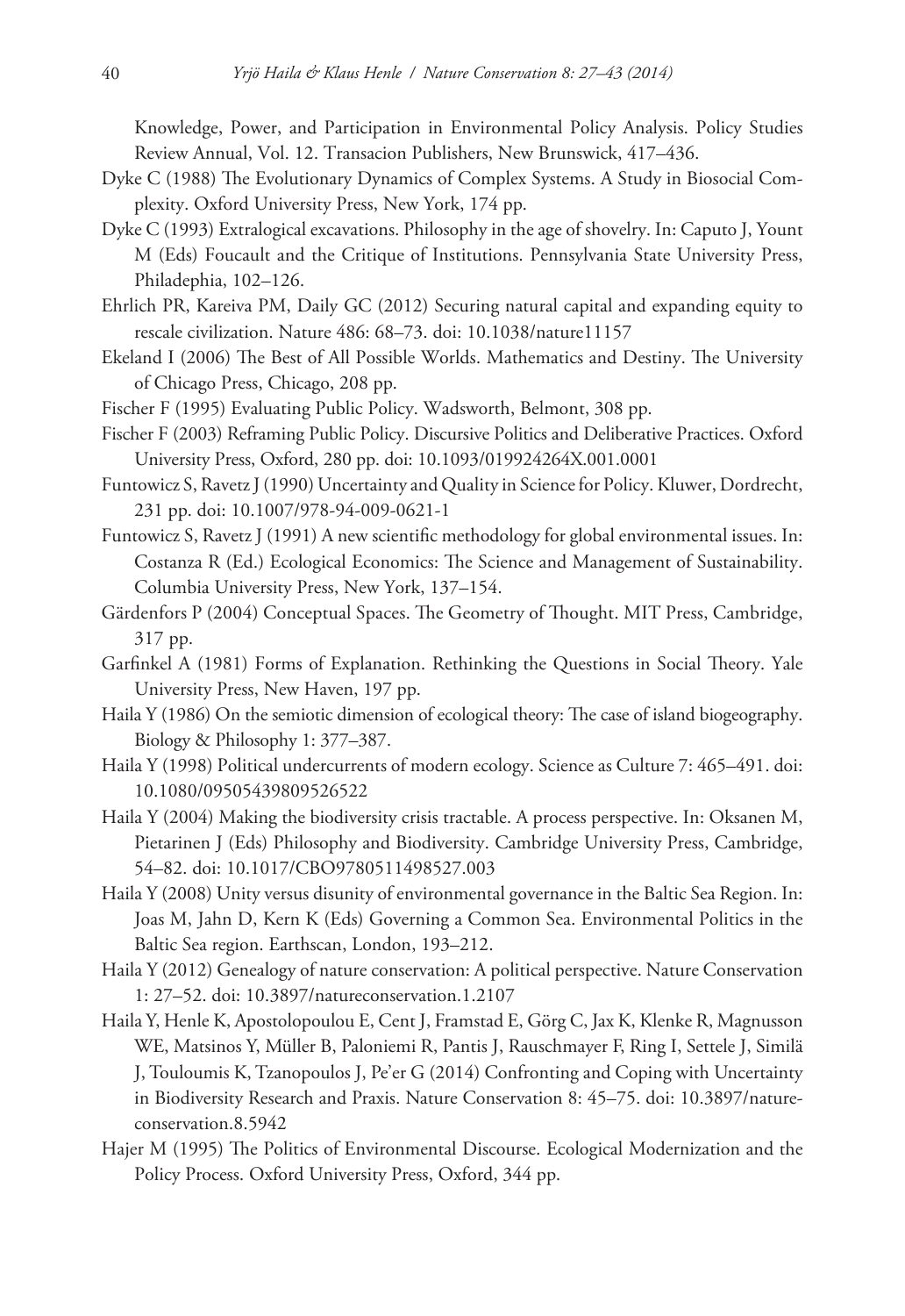Knowledge, Power, and Participation in Environmental Policy Analysis. Policy Studies Review Annual, Vol. 12. Transacion Publishers, New Brunswick, 417–436.

Dyke C (1988) The Evolutionary Dynamics of Complex Systems. A Study in Biosocial Complexity. Oxford University Press, New York, 174 pp.

Dyke C (1993) Extralogical excavations. Philosophy in the age of shovelry. In: Caputo J, Yount M (Eds) Foucault and the Critique of Institutions. Pennsylvania State University Press, Philadephia, 102–126.

Ehrlich PR, Kareiva PM, Daily GC (2012) Securing natural capital and expanding equity to rescale civilization. Nature 486: 68–73. doi: 10.1038/nature11157

Ekeland I (2006) The Best of All Possible Worlds. Mathematics and Destiny. The University of Chicago Press, Chicago, 208 pp.

Fischer F (1995) Evaluating Public Policy. Wadsworth, Belmont, 308 pp.

Fischer F (2003) Reframing Public Policy. Discursive Politics and Deliberative Practices. Oxford University Press, Oxford, 280 pp. doi: 10.1093/019924264X.001.0001

Funtowicz S, Ravetz J (1990) Uncertainty and Quality in Science for Policy. Kluwer, Dordrecht, 231 pp. doi: 10.1007/978-94-009-0621-1

Funtowicz S, Ravetz J (1991) A new scientific methodology for global environmental issues. In: Costanza R (Ed.) Ecological Economics: The Science and Management of Sustainability. Columbia University Press, New York, 137–154.

Gärdenfors P (2004) Conceptual Spaces. The Geometry of Thought. MIT Press, Cambridge, 317 pp.

Garfinkel A (1981) Forms of Explanation. Rethinking the Questions in Social Theory. Yale University Press, New Haven, 197 pp.

Haila Y (1986) On the semiotic dimension of ecological theory: The case of island biogeography. Biology & Philosophy 1: 377–387.

Haila Y (1998) Political undercurrents of modern ecology. Science as Culture 7: 465–491. doi: 10.1080/09505439809526522

Haila Y (2004) Making the biodiversity crisis tractable. A process perspective. In: Oksanen M, Pietarinen J (Eds) Philosophy and Biodiversity. Cambridge University Press, Cambridge, 54–82. doi: 10.1017/CBO9780511498527.003

Haila Y (2008) Unity versus disunity of environmental governance in the Baltic Sea Region. In: Joas M, Jahn D, Kern K (Eds) Governing a Common Sea. Environmental Politics in the Baltic Sea region. Earthscan, London, 193–212.

Haila Y (2012) Genealogy of nature conservation: A political perspective. Nature Conservation 1: 27–52. doi: 10.3897/natureconservation.1.2107

Haila Y, Henle K, Apostolopoulou E, Cent J, Framstad E, Görg C, Jax K, Klenke R, Magnusson WE, Matsinos Y, Müller B, Paloniemi R, Pantis J, Rauschmayer F, Ring I, Settele J, Similä J, Touloumis K, Tzanopoulos J, Pe'er G (2014) Confronting and Coping with Uncertainty in Biodiversity Research and Praxis. Nature Conservation 8: 45–75. doi: 10.3897/natureconservation.8.5942

Hajer M (1995) The Politics of Environmental Discourse. Ecological Modernization and the Policy Process. Oxford University Press, Oxford, 344 pp.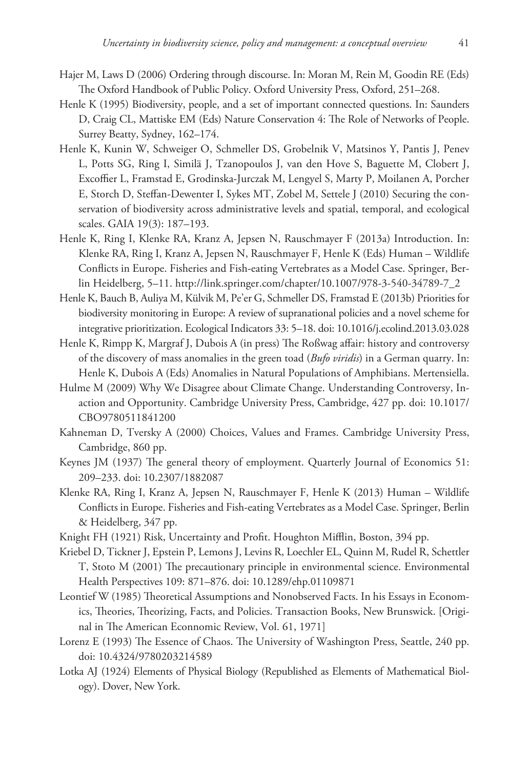Hajer M, Laws D (2006) Ordering through discourse. In: Moran M, Rein M, Goodin RE (Eds) The Oxford Handbook of Public Policy. Oxford University Press, Oxford, 251–268.

Henle K (1995) Biodiversity, people, and a set of important connected questions. In: Saunders D, Craig CL, Mattiske EM (Eds) Nature Conservation 4: The Role of Networks of People. Surrey Beatty, Sydney, 162–174.

Henle K, Kunin W, Schweiger O, Schmeller DS, Grobelnik V, Matsinos Y, Pantis J, Penev L, Potts SG, Ring I, Similä J, Tzanopoulos J, van den Hove S, Baguette M, Clobert J, Excoffier L, Framstad E, Grodinska-Jurczak M, Lengyel S, Marty P, Moilanen A, Porcher E, Storch D, Steffan-Dewenter I, Sykes MT, Zobel M, Settele J (2010) Securing the conservation of biodiversity across administrative levels and spatial, temporal, and ecological scales. GAIA 19(3): 187–193.

Henle K, Ring I, Klenke RA, Kranz A, Jepsen N, Rauschmayer F (2013a) Introduction. In: Klenke RA, Ring I, Kranz A, Jepsen N, Rauschmayer F, Henle K (Eds) Human – Wildlife Conflicts in Europe. Fisheries and Fish-eating Vertebrates as a Model Case. Springer, Berlin Heidelberg, 5–11. http://link.springer.com/chapter/10.1007/978-3-540-34789-7_2

Henle K, Bauch B, Auliya M, Külvik M, Pe'er G, Schmeller DS, Framstad E (2013b) Priorities for biodiversity monitoring in Europe: A review of supranational policies and a novel scheme for integrative prioritization. Ecological Indicators 33: 5–18. doi: 10.1016/j.ecolind.2013.03.028

Henle K, Rimpp K, Margraf J, Dubois A (in press) The Roßwag affair: history and controversy of the discovery of mass anomalies in the green toad (*Bufo viridis*) in a German quarry. In: Henle K, Dubois A (Eds) Anomalies in Natural Populations of Amphibians. Mertensiella.

Hulme M (2009) Why We Disagree about Climate Change. Understanding Controversy, Inaction and Opportunity. Cambridge University Press, Cambridge, 427 pp. doi: 10.1017/CBO9780511841200

Kahneman D, Tversky A (2000) Choices, Values and Frames. Cambridge University Press, Cambridge, 860 pp.

Keynes JM (1937) The general theory of employment. Quarterly Journal of Economics 51: 209–233. doi: 10.2307/1882087

Klenke RA, Ring I, Kranz A, Jepsen N, Rauschmayer F, Henle K (2013) Human – Wildlife Conflicts in Europe. Fisheries and Fish-eating Vertebrates as a Model Case. Springer, Berlin & Heidelberg, 347 pp.

Knight FH (1921) Risk, Uncertainty and Profit. Houghton Mifflin, Boston, 394 pp.

Kriebel D, Tickner J, Epstein P, Lemons J, Levins R, Loechler EL, Quinn M, Rudel R, Schettler T, Stoto M (2001) The precautionary principle in environmental science. Environmental Health Perspectives 109: 871–876. doi: 10.1289/ehp.01109871

Leontief W (1985) Theoretical Assumptions and Nonobserved Facts. In his Essays in Economics, Theories, Theorizing, Facts, and Policies. Transaction Books, New Brunswick. [Original in The American Econnomic Review, Vol. 61, 1971]

Lorenz E (1993) The Essence of Chaos. The University of Washington Press, Seattle, 240 pp. doi: 10.4324/9780203214589

Lotka AJ (1924) Elements of Physical Biology (Republished as Elements of Mathematical Biology). Dover, New York.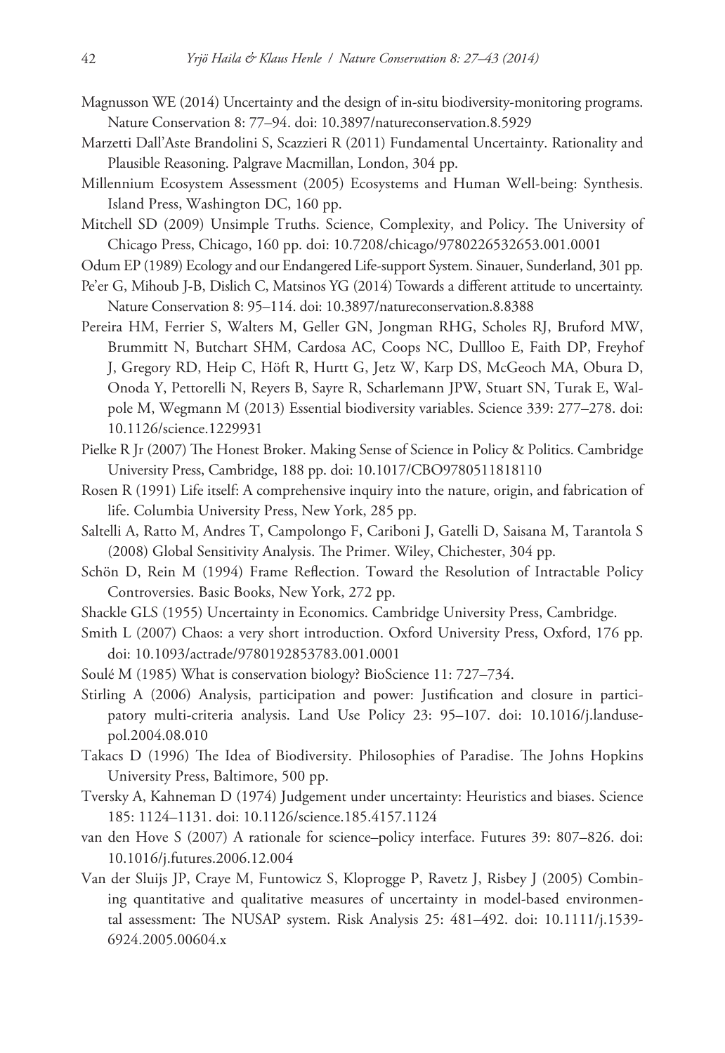Magnusson WE (2014) Uncertainty and the design of in-situ biodiversity-monitoring programs. Nature Conservation 8: 77–94. doi: 10.3897/natureconservation.8.5929

Marzetti Dall'Aste Brandolini S, Scazzieri R (2011) Fundamental Uncertainty. Rationality and Plausible Reasoning. Palgrave Macmillan, London, 304 pp.

Millennium Ecosystem Assessment (2005) Ecosystems and Human Well-being: Synthesis. Island Press, Washington DC, 160 pp.

Mitchell SD (2009) Unsimple Truths. Science, Complexity, and Policy. The University of Chicago Press, Chicago, 160 pp. doi: 10.7208/chicago/9780226532653.001.0001

Odum EP (1989) Ecology and our Endangered Life-support System. Sinauer, Sunderland, 301 pp.

Pe'er G, Mihoub J-B, Dislich C, Matsinos YG (2014) Towards a different attitude to uncertainty. Nature Conservation 8: 95–114. doi: 10.3897/natureconservation.8.8388

Pereira HM, Ferrier S, Walters M, Geller GN, Jongman RHG, Scholes RJ, Bruford MW, Brummitt N, Butchart SHM, Cardosa AC, Coops NC, Dullloo E, Faith DP, Freyhof J, Gregory RD, Heip C, Höft R, Hurtt G, Jetz W, Karp DS, McGeoch MA, Obura D, Onoda Y, Pettorelli N, Reyers B, Sayre R, Scharlemann JPW, Stuart SN, Turak E, Walpole M, Wegmann M (2013) Essential biodiversity variables. Science 339: 277–278. doi: 10.1126/science.1229931

Pielke R Jr (2007) The Honest Broker. Making Sense of Science in Policy & Politics. Cambridge University Press, Cambridge, 188 pp. doi: 10.1017/CBO9780511818110

Rosen R (1991) Life itself: A comprehensive inquiry into the nature, origin, and fabrication of life. Columbia University Press, New York, 285 pp.

Saltelli A, Ratto M, Andres T, Campolongo F, Cariboni J, Gatelli D, Saisana M, Tarantola S (2008) Global Sensitivity Analysis. The Primer. Wiley, Chichester, 304 pp.

Schön D, Rein M (1994) Frame Reflection. Toward the Resolution of Intractable Policy Controversies. Basic Books, New York, 272 pp.

Shackle GLS (1955) Uncertainty in Economics. Cambridge University Press, Cambridge.

Smith L (2007) Chaos: a very short introduction. Oxford University Press, Oxford, 176 pp. doi: 10.1093/actrade/9780192853783.001.0001

Soulé M (1985) What is conservation biology? BioScience 11: 727–734.

Stirling A (2006) Analysis, participation and power: Justification and closure in participatory multi-criteria analysis. Land Use Policy 23: 95–107. doi: 10.1016/j.landusepol.2004.08.010

Takacs D (1996) The Idea of Biodiversity. Philosophies of Paradise. The Johns Hopkins University Press, Baltimore, 500 pp.

Tversky A, Kahneman D (1974) Judgement under uncertainty: Heuristics and biases. Science 185: 1124–1131. doi: 10.1126/science.185.4157.1124

van den Hove S (2007) A rationale for science–policy interface. Futures 39: 807–826. doi: 10.1016/j.futures.2006.12.004

Van der Sluijs JP, Craye M, Funtowicz S, Kloprogge P, Ravetz J, Risbey J (2005) Combining quantitative and qualitative measures of uncertainty in model-based environmental assessment: The NUSAP system. Risk Analysis 25: 481–492. doi: 10.1111/j.1539-6924.2005.00604.x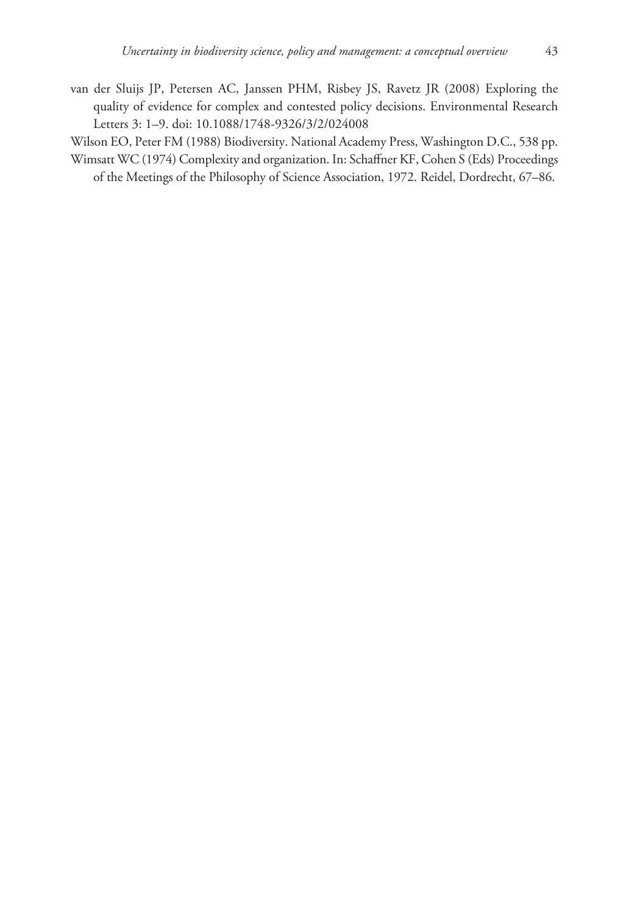van der Sluijs JP, Petersen AC, Janssen PHM, Risbey JS, Ravetz JR (2008) Exploring the quality of evidence for complex and contested policy decisions. Environmental Research Letters 3: 1–9. doi: 10.1088/1748-9326/3/2/024008

Wilson EO, Peter FM (1988) Biodiversity. National Academy Press, Washington D.C., 538 pp.

Wimsatt WC (1974) Complexity and organization. In: Schaffner KF, Cohen S (Eds) Proceedings of the Meetings of the Philosophy of Science Association, 1972. Reidel, Dordrecht, 67–86.